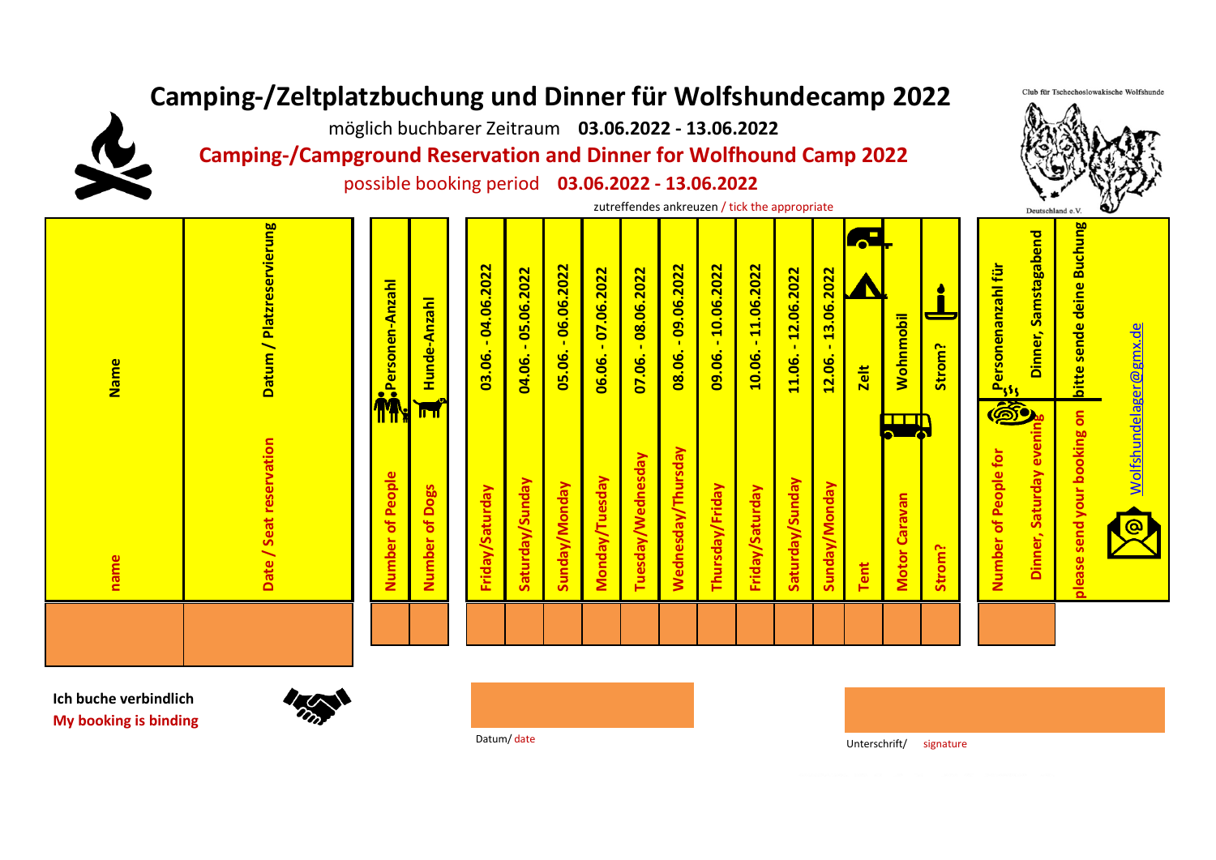# Camping-/Zeltplatzbuchung und Dinner für Wolfshundecamp 2022

möglich buchbarer Zeitraum **03.06.2022 - 13.06.2022**

## Camping-/Campground Reservation and Dinner for Wolfhound Camp 2022

possible booking period **03.06.2022 - 13.06.2022**

Club für Tschechoslowakische Wolfshunde Deutschland e.V.

zutreffendes ankreuzen / tick the appropriate

| Name / name | Datum / Platzreservierung / Date / Seat reservation | Personen-Anzahl / Number of People | Hunde-Anzahl / Number of Dogs | 03.06. - 04.06.2022 Friday/Saturday | 04.06. - 05.06.2022 Saturday/Sunday | 05.06. - 06.06.2022 Sunday/Monday | 06.06. - 07.06.2022 Monday/Tuesday | 07.06. - 08.06.2022 Tuesday/Wednesday | 08.06. - 09.06.2022 Wednesday/Thursday | 09.06. - 10.06.2022 Thursday/Friday | 10.06. - 11.06.2022 Friday/Saturday | 11.06. - 12.06.2022 Saturday/Sunday | 12.06. - 13.06.2022 Sunday/Monday | Zelt / Tent | Wohnmobil / Motor Caravan | Strom? / Strom? | Personenanzahl für Dinner, Samstagabend / Number of People for Dinner, Saturday evening | bitte sende deine Buchung / please send your booking on Wolfshundelager@gmx.de |
|---|---|---|---|---|---|---|---|---|---|---|---|---|---|---|---|---|---|---|
| | | | | | | | | | | | | | | | | | | |

**Ich buche verbindlich**
**My booking is binding**

Datum/ date

Unterschrift/ signature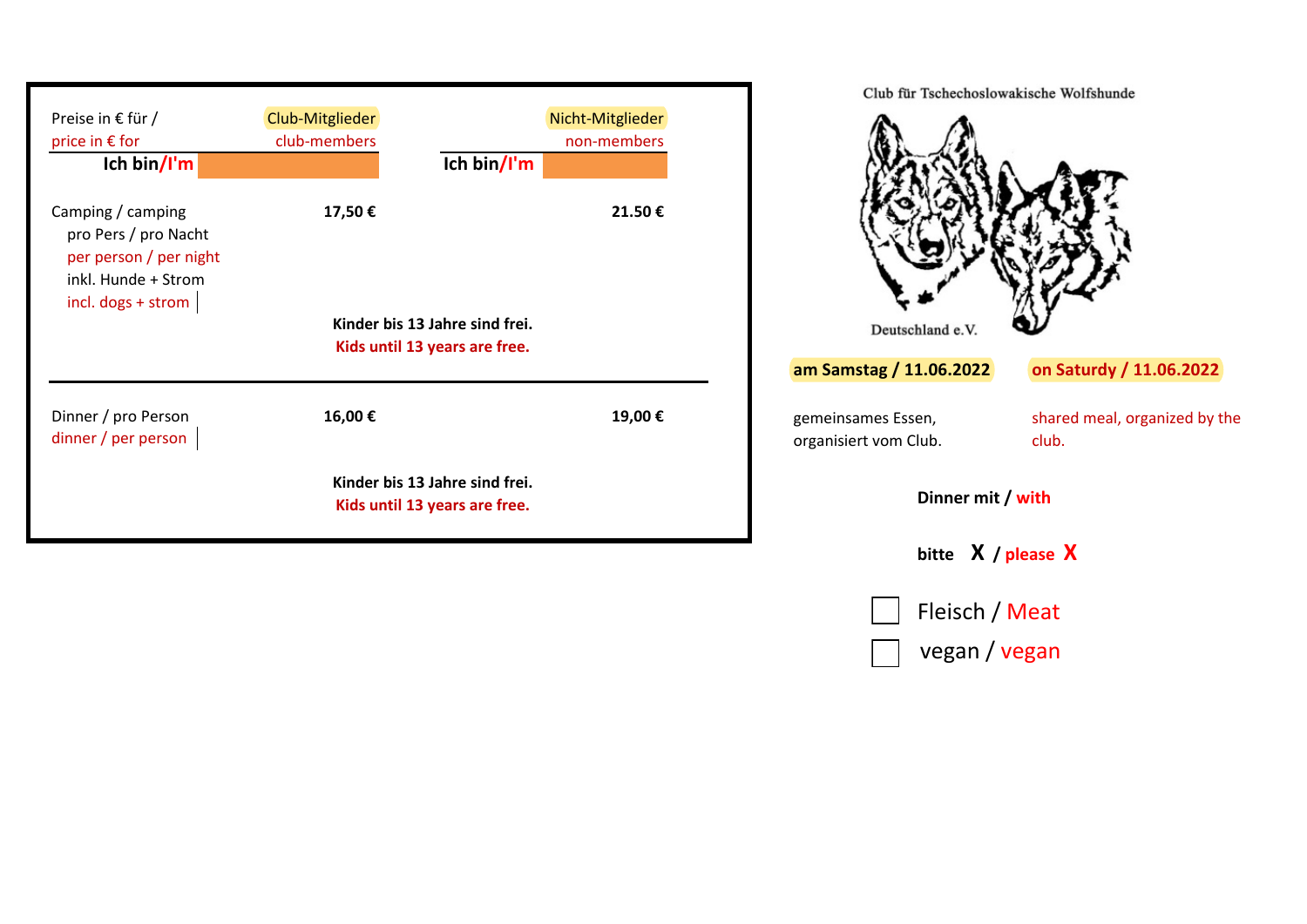| Preise in € für / price in € for | Club-Mitglieder club-members | Nicht-Mitglieder non-members |
|---|---|---|
| Ich bin/I'm | | Ich bin/I'm |
| Camping / camping pro Pers / pro Nacht per person / per night inkl. Hunde + Strom incl. dogs + strom | 17,50 € | 21.50 € |
| | Kinder bis 13 Jahre sind frei. Kids until 13 years are free. | |
| Dinner / pro Person dinner / per person | 16,00 € | 19,00 € |
| | Kinder bis 13 Jahre sind frei. Kids until 13 years are free. | |

Club für Tschechoslowakische Wolfshunde

Deutschland e.V.

**am Samstag / 11.06.2022** **on Saturdy / 11.06.2022**

gemeinsames Essen, organisiert vom Club.

shared meal, organized by the club.

**Dinner mit / with**

**bitte X / please X**

☐ Fleisch / Meat

☐ vegan / vegan